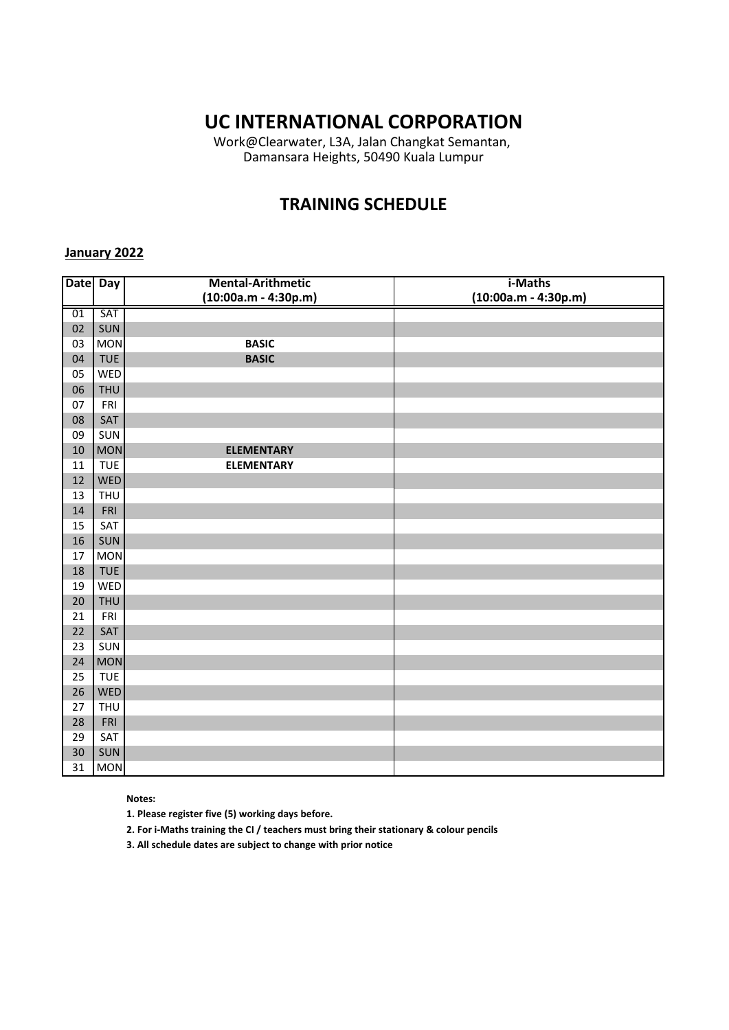# UC INTERNATIONAL CORPORATION

Work@Clearwater, L3A, Jalan Changkat Semantan,
Damansara Heights, 50490 Kuala Lumpur

## TRAINING SCHEDULE

**January 2022**

| Date | Day | Mental-Arithmetic (10:00a.m - 4:30p.m) | i-Maths (10:00a.m - 4:30p.m) |
|---|---|---|---|
| 01 | SAT | | |
| 02 | SUN | | |
| 03 | MON | **BASIC** | |
| 04 | TUE | **BASIC** | |
| 05 | WED | | |
| 06 | THU | | |
| 07 | FRI | | |
| 08 | SAT | | |
| 09 | SUN | | |
| 10 | MON | **ELEMENTARY** | |
| 11 | TUE | **ELEMENTARY** | |
| 12 | WED | | |
| 13 | THU | | |
| 14 | FRI | | |
| 15 | SAT | | |
| 16 | SUN | | |
| 17 | MON | | |
| 18 | TUE | | |
| 19 | WED | | |
| 20 | THU | | |
| 21 | FRI | | |
| 22 | SAT | | |
| 23 | SUN | | |
| 24 | MON | | |
| 25 | TUE | | |
| 26 | WED | | |
| 27 | THU | | |
| 28 | FRI | | |
| 29 | SAT | | |
| 30 | SUN | | |
| 31 | MON | | |

**Notes:**

**1. Please register five (5) working days before.**

**2. For i-Maths training the CI / teachers must bring their stationary & colour pencils**

**3. All schedule dates are subject to change with prior notice**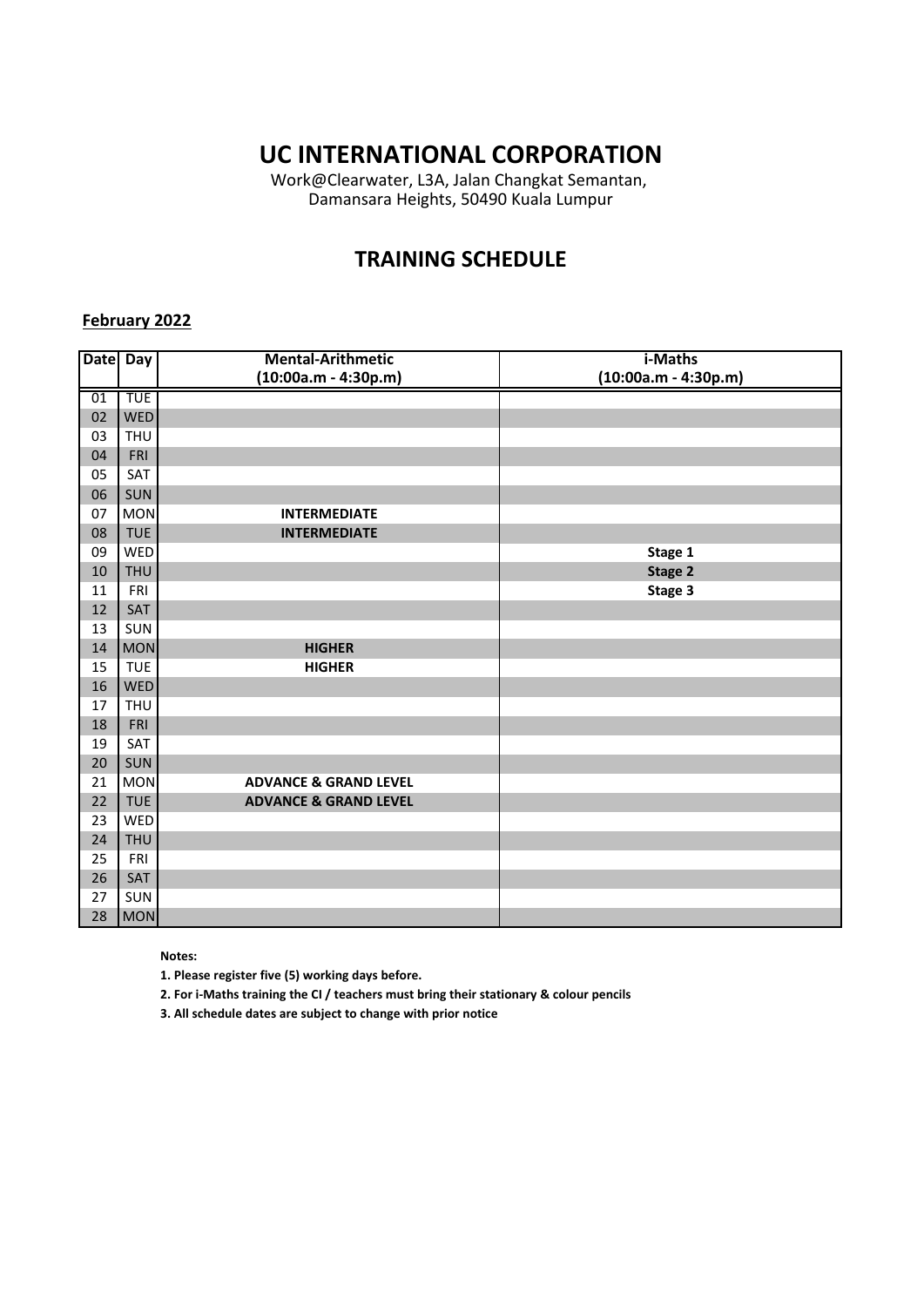# UC INTERNATIONAL CORPORATION

Work@Clearwater, L3A, Jalan Changkat Semantan,
Damansara Heights, 50490 Kuala Lumpur

## TRAINING SCHEDULE

**February 2022**

| Date | Day | Mental-Arithmetic (10:00a.m - 4:30p.m) | i-Maths (10:00a.m - 4:30p.m) |
|---|---|---|---|
| 01 | TUE | | |
| 02 | WED | | |
| 03 | THU | | |
| 04 | FRI | | |
| 05 | SAT | | |
| 06 | SUN | | |
| 07 | MON | **INTERMEDIATE** | |
| 08 | TUE | **INTERMEDIATE** | |
| 09 | WED | | **Stage 1** |
| 10 | THU | | **Stage 2** |
| 11 | FRI | | **Stage 3** |
| 12 | SAT | | |
| 13 | SUN | | |
| 14 | MON | **HIGHER** | |
| 15 | TUE | **HIGHER** | |
| 16 | WED | | |
| 17 | THU | | |
| 18 | FRI | | |
| 19 | SAT | | |
| 20 | SUN | | |
| 21 | MON | **ADVANCE & GRAND LEVEL** | |
| 22 | TUE | **ADVANCE & GRAND LEVEL** | |
| 23 | WED | | |
| 24 | THU | | |
| 25 | FRI | | |
| 26 | SAT | | |
| 27 | SUN | | |
| 28 | MON | | |

**Notes:**

**1. Please register five (5) working days before.**

**2. For i-Maths training the CI / teachers must bring their stationary & colour pencils**

**3. All schedule dates are subject to change with prior notice**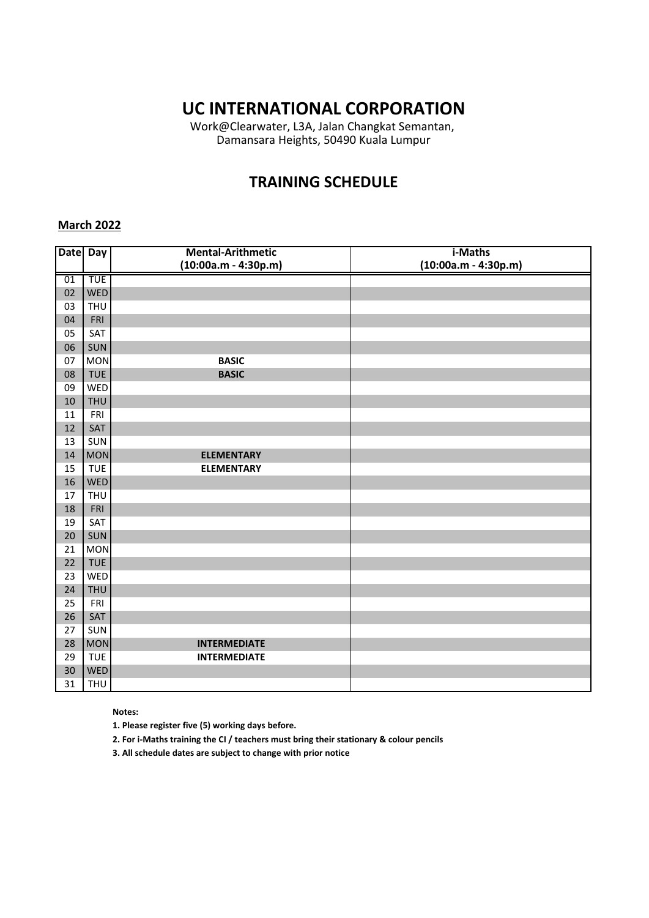# UC INTERNATIONAL CORPORATION

Work@Clearwater, L3A, Jalan Changkat Semantan,
Damansara Heights, 50490 Kuala Lumpur

## TRAINING SCHEDULE

**March 2022**

| Date | Day | Mental-Arithmetic (10:00a.m - 4:30p.m) | i-Maths (10:00a.m - 4:30p.m) |
|---|---|---|---|
| 01 | TUE | | |
| 02 | WED | | |
| 03 | THU | | |
| 04 | FRI | | |
| 05 | SAT | | |
| 06 | SUN | | |
| 07 | MON | **BASIC** | |
| 08 | TUE | **BASIC** | |
| 09 | WED | | |
| 10 | THU | | |
| 11 | FRI | | |
| 12 | SAT | | |
| 13 | SUN | | |
| 14 | MON | **ELEMENTARY** | |
| 15 | TUE | **ELEMENTARY** | |
| 16 | WED | | |
| 17 | THU | | |
| 18 | FRI | | |
| 19 | SAT | | |
| 20 | SUN | | |
| 21 | MON | | |
| 22 | TUE | | |
| 23 | WED | | |
| 24 | THU | | |
| 25 | FRI | | |
| 26 | SAT | | |
| 27 | SUN | | |
| 28 | MON | **INTERMEDIATE** | |
| 29 | TUE | **INTERMEDIATE** | |
| 30 | WED | | |
| 31 | THU | | |

**Notes:**

**1. Please register five (5) working days before.**

**2. For i-Maths training the CI / teachers must bring their stationary & colour pencils**

**3. All schedule dates are subject to change with prior notice**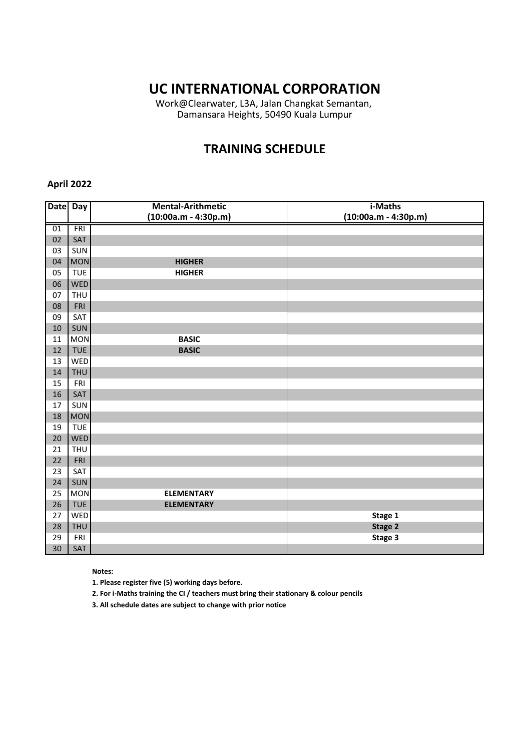# UC INTERNATIONAL CORPORATION

Work@Clearwater, L3A, Jalan Changkat Semantan,
Damansara Heights, 50490 Kuala Lumpur

## TRAINING SCHEDULE

**April 2022**

| Date | Day | Mental-Arithmetic (10:00a.m - 4:30p.m) | i-Maths (10:00a.m - 4:30p.m) |
|---|---|---|---|
| 01 | FRI | | |
| 02 | SAT | | |
| 03 | SUN | | |
| 04 | MON | **HIGHER** | |
| 05 | TUE | **HIGHER** | |
| 06 | WED | | |
| 07 | THU | | |
| 08 | FRI | | |
| 09 | SAT | | |
| 10 | SUN | | |
| 11 | MON | **BASIC** | |
| 12 | TUE | **BASIC** | |
| 13 | WED | | |
| 14 | THU | | |
| 15 | FRI | | |
| 16 | SAT | | |
| 17 | SUN | | |
| 18 | MON | | |
| 19 | TUE | | |
| 20 | WED | | |
| 21 | THU | | |
| 22 | FRI | | |
| 23 | SAT | | |
| 24 | SUN | | |
| 25 | MON | **ELEMENTARY** | |
| 26 | TUE | **ELEMENTARY** | |
| 27 | WED | | **Stage 1** |
| 28 | THU | | **Stage 2** |
| 29 | FRI | | **Stage 3** |
| 30 | SAT | | |

**Notes:**

**1. Please register five (5) working days before.**

**2. For i-Maths training the CI / teachers must bring their stationary & colour pencils**

**3. All schedule dates are subject to change with prior notice**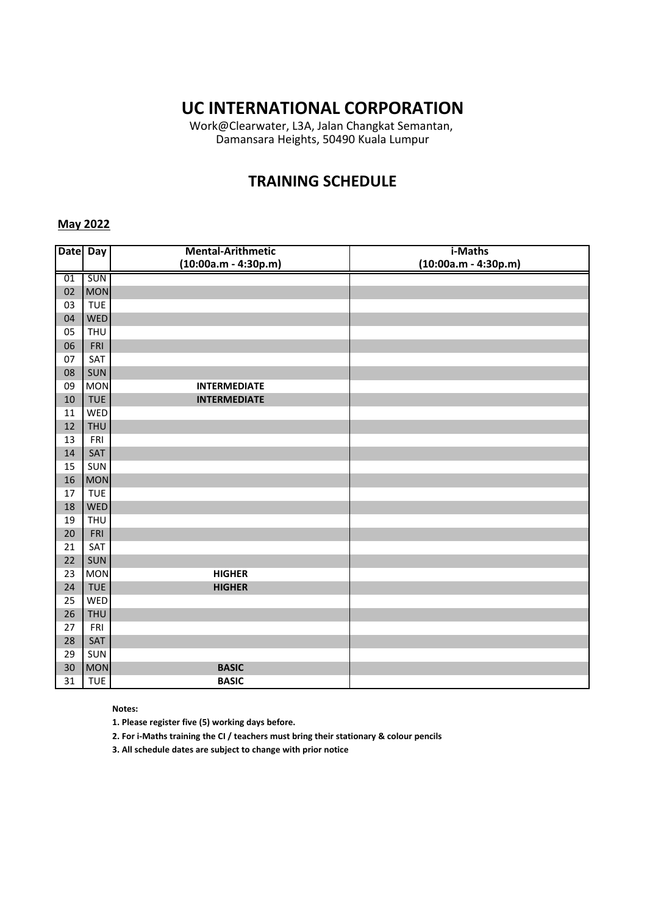# UC INTERNATIONAL CORPORATION

Work@Clearwater, L3A, Jalan Changkat Semantan,
Damansara Heights, 50490 Kuala Lumpur

## TRAINING SCHEDULE

**May 2022**

| Date | Day | Mental-Arithmetic (10:00a.m - 4:30p.m) | i-Maths (10:00a.m - 4:30p.m) |
|---|---|---|---|
| 01 | SUN | | |
| 02 | MON | | |
| 03 | TUE | | |
| 04 | WED | | |
| 05 | THU | | |
| 06 | FRI | | |
| 07 | SAT | | |
| 08 | SUN | | |
| 09 | MON | **INTERMEDIATE** | |
| 10 | TUE | **INTERMEDIATE** | |
| 11 | WED | | |
| 12 | THU | | |
| 13 | FRI | | |
| 14 | SAT | | |
| 15 | SUN | | |
| 16 | MON | | |
| 17 | TUE | | |
| 18 | WED | | |
| 19 | THU | | |
| 20 | FRI | | |
| 21 | SAT | | |
| 22 | SUN | | |
| 23 | MON | **HIGHER** | |
| 24 | TUE | **HIGHER** | |
| 25 | WED | | |
| 26 | THU | | |
| 27 | FRI | | |
| 28 | SAT | | |
| 29 | SUN | | |
| 30 | MON | **BASIC** | |
| 31 | TUE | **BASIC** | |

**Notes:**

**1. Please register five (5) working days before.**

**2. For i-Maths training the CI / teachers must bring their stationary & colour pencils**

**3. All schedule dates are subject to change with prior notice**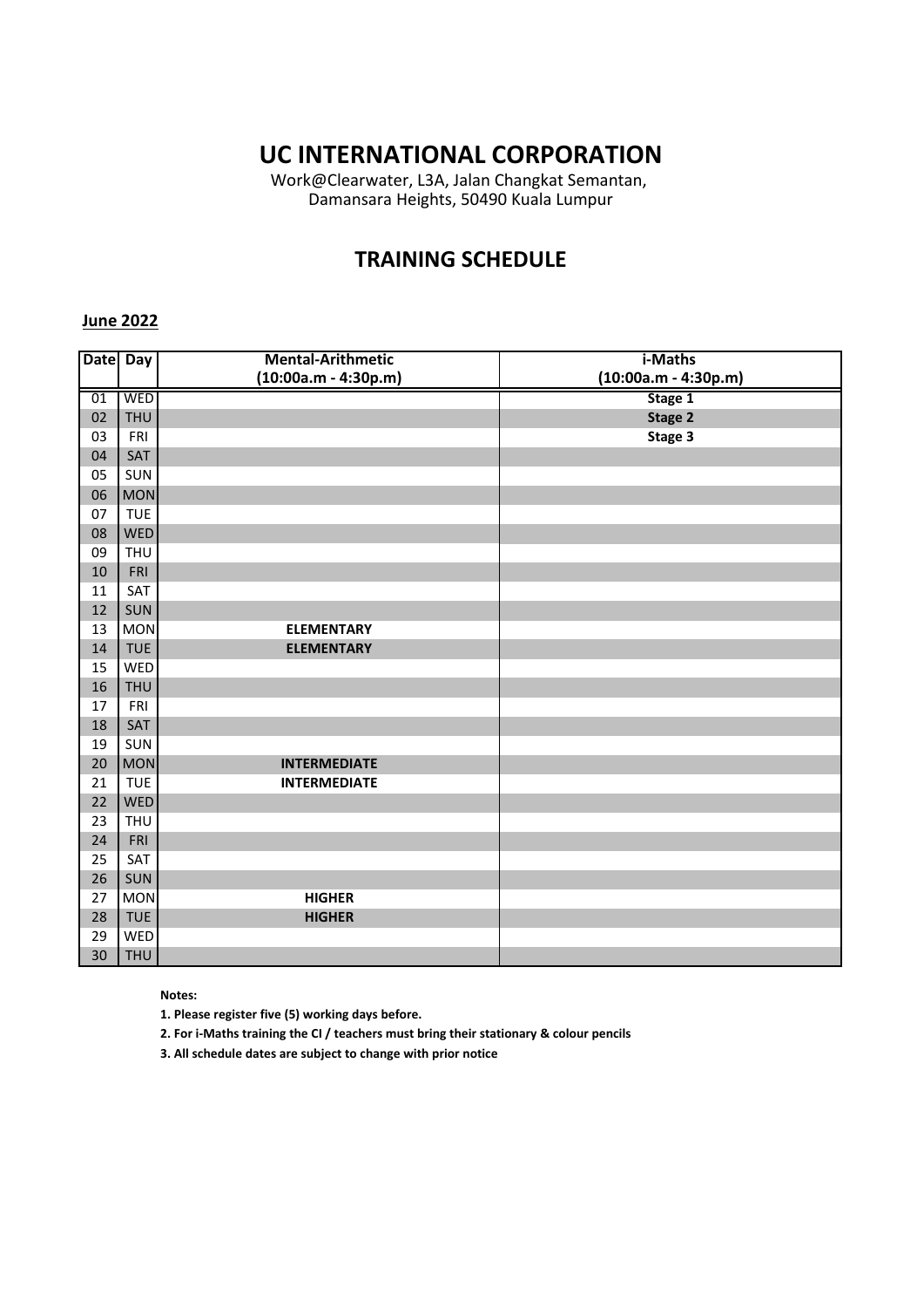# UC INTERNATIONAL CORPORATION

Work@Clearwater, L3A, Jalan Changkat Semantan,
Damansara Heights, 50490 Kuala Lumpur

## TRAINING SCHEDULE

**June 2022**

| Date | Day | Mental-Arithmetic (10:00a.m - 4:30p.m) | i-Maths (10:00a.m - 4:30p.m) |
|---|---|---|---|
| 01 | WED | | **Stage 1** |
| 02 | THU | | **Stage 2** |
| 03 | FRI | | **Stage 3** |
| 04 | SAT | | |
| 05 | SUN | | |
| 06 | MON | | |
| 07 | TUE | | |
| 08 | WED | | |
| 09 | THU | | |
| 10 | FRI | | |
| 11 | SAT | | |
| 12 | SUN | | |
| 13 | MON | **ELEMENTARY** | |
| 14 | TUE | **ELEMENTARY** | |
| 15 | WED | | |
| 16 | THU | | |
| 17 | FRI | | |
| 18 | SAT | | |
| 19 | SUN | | |
| 20 | MON | **INTERMEDIATE** | |
| 21 | TUE | **INTERMEDIATE** | |
| 22 | WED | | |
| 23 | THU | | |
| 24 | FRI | | |
| 25 | SAT | | |
| 26 | SUN | | |
| 27 | MON | **HIGHER** | |
| 28 | TUE | **HIGHER** | |
| 29 | WED | | |
| 30 | THU | | |

**Notes:**

**1. Please register five (5) working days before.**

**2. For i-Maths training the CI / teachers must bring their stationary & colour pencils**

**3. All schedule dates are subject to change with prior notice**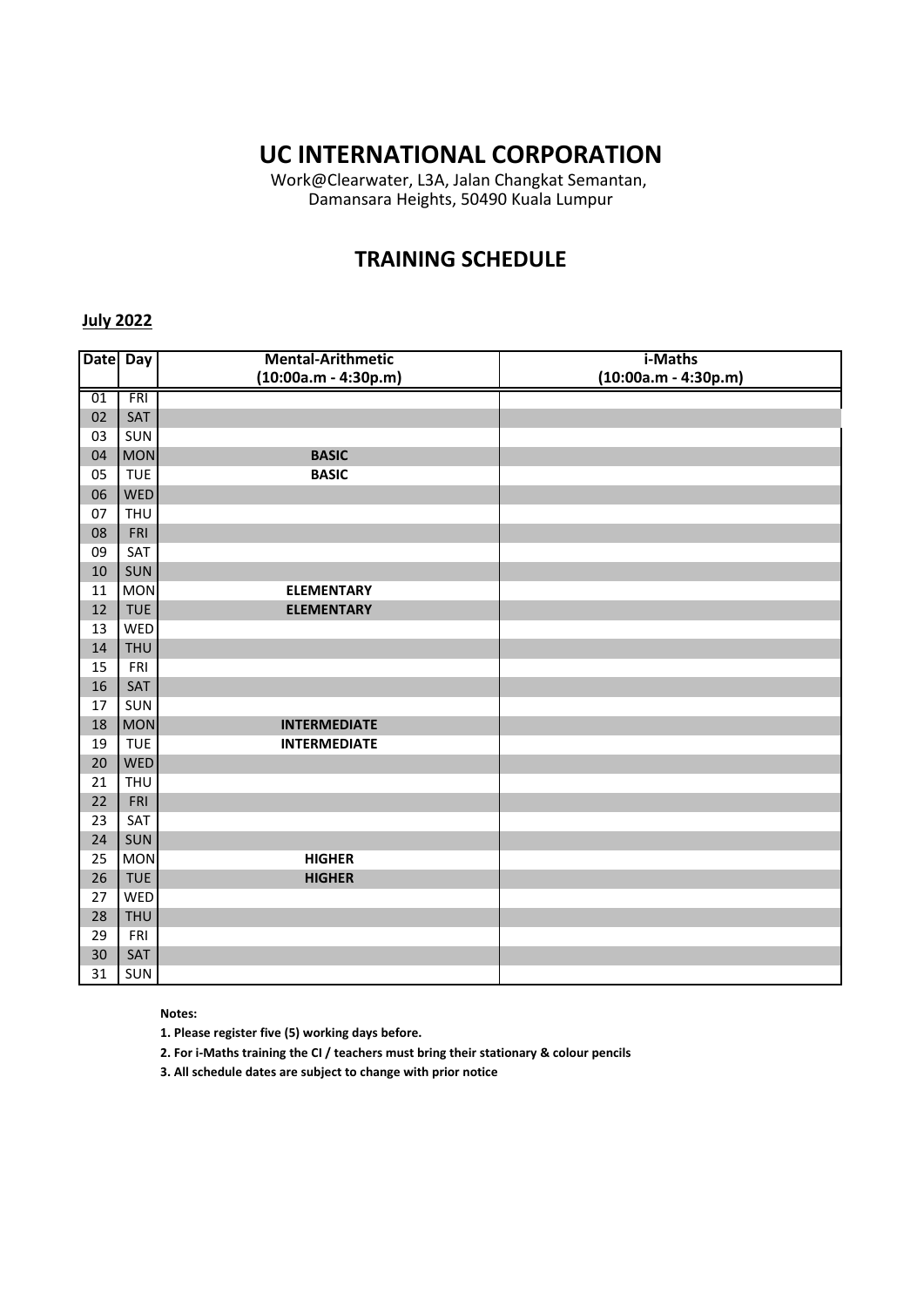# UC INTERNATIONAL CORPORATION

Work@Clearwater, L3A, Jalan Changkat Semantan,
Damansara Heights, 50490 Kuala Lumpur

## TRAINING SCHEDULE

**July 2022**

| Date | Day | Mental-Arithmetic (10:00a.m - 4:30p.m) | i-Maths (10:00a.m - 4:30p.m) |
|---|---|---|---|
| 01 | FRI | | |
| 02 | SAT | | |
| 03 | SUN | | |
| 04 | MON | **BASIC** | |
| 05 | TUE | **BASIC** | |
| 06 | WED | | |
| 07 | THU | | |
| 08 | FRI | | |
| 09 | SAT | | |
| 10 | SUN | | |
| 11 | MON | **ELEMENTARY** | |
| 12 | TUE | **ELEMENTARY** | |
| 13 | WED | | |
| 14 | THU | | |
| 15 | FRI | | |
| 16 | SAT | | |
| 17 | SUN | | |
| 18 | MON | **INTERMEDIATE** | |
| 19 | TUE | **INTERMEDIATE** | |
| 20 | WED | | |
| 21 | THU | | |
| 22 | FRI | | |
| 23 | SAT | | |
| 24 | SUN | | |
| 25 | MON | **HIGHER** | |
| 26 | TUE | **HIGHER** | |
| 27 | WED | | |
| 28 | THU | | |
| 29 | FRI | | |
| 30 | SAT | | |
| 31 | SUN | | |

**Notes:**

**1. Please register five (5) working days before.**

**2. For i-Maths training the CI / teachers must bring their stationary & colour pencils**

**3. All schedule dates are subject to change with prior notice**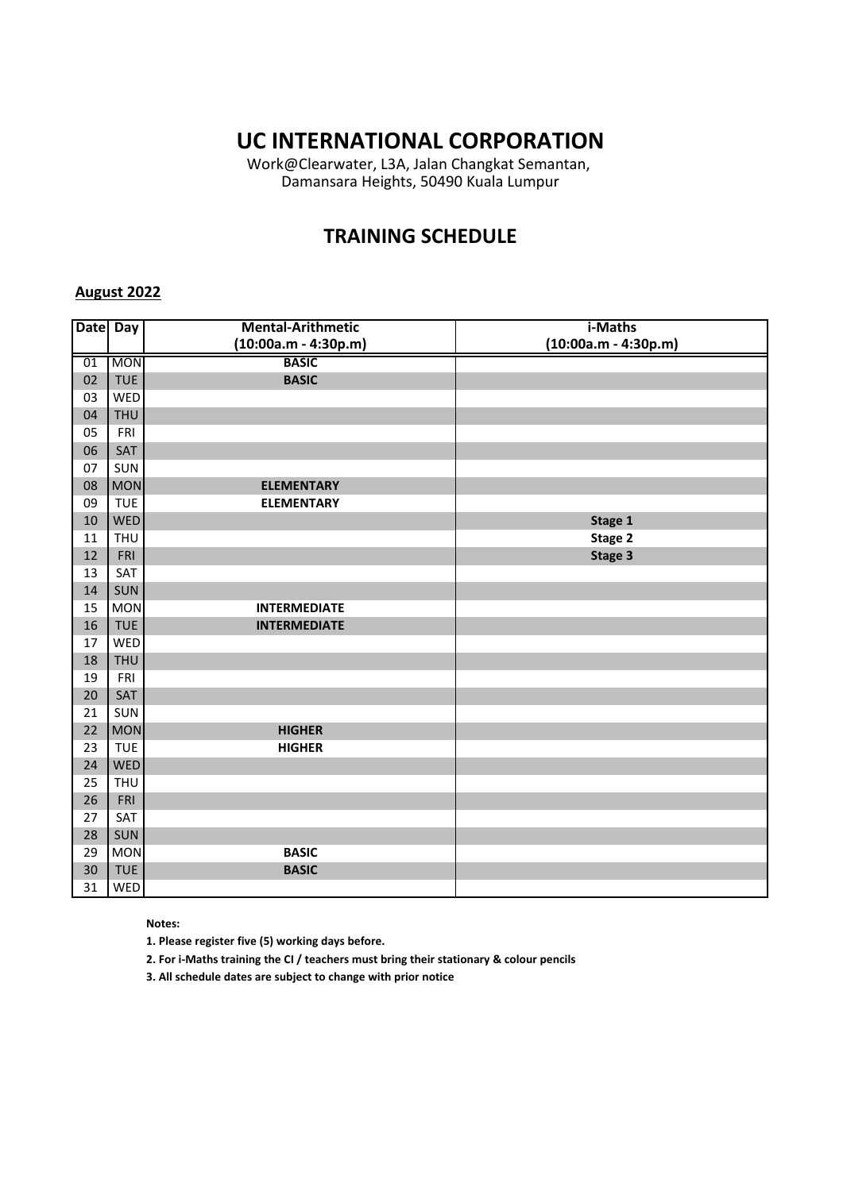# UC INTERNATIONAL CORPORATION

Work@Clearwater, L3A, Jalan Changkat Semantan,
Damansara Heights, 50490 Kuala Lumpur

## TRAINING SCHEDULE

**August 2022**

| Date | Day | Mental-Arithmetic (10:00a.m - 4:30p.m) | i-Maths (10:00a.m - 4:30p.m) |
|---|---|---|---|
| 01 | MON | **BASIC** | |
| 02 | TUE | **BASIC** | |
| 03 | WED | | |
| 04 | THU | | |
| 05 | FRI | | |
| 06 | SAT | | |
| 07 | SUN | | |
| 08 | MON | **ELEMENTARY** | |
| 09 | TUE | **ELEMENTARY** | |
| 10 | WED | | **Stage 1** |
| 11 | THU | | **Stage 2** |
| 12 | FRI | | **Stage 3** |
| 13 | SAT | | |
| 14 | SUN | | |
| 15 | MON | **INTERMEDIATE** | |
| 16 | TUE | **INTERMEDIATE** | |
| 17 | WED | | |
| 18 | THU | | |
| 19 | FRI | | |
| 20 | SAT | | |
| 21 | SUN | | |
| 22 | MON | **HIGHER** | |
| 23 | TUE | **HIGHER** | |
| 24 | WED | | |
| 25 | THU | | |
| 26 | FRI | | |
| 27 | SAT | | |
| 28 | SUN | | |
| 29 | MON | **BASIC** | |
| 30 | TUE | **BASIC** | |
| 31 | WED | | |

**Notes:**

**1. Please register five (5) working days before.**

**2. For i-Maths training the CI / teachers must bring their stationary & colour pencils**

**3. All schedule dates are subject to change with prior notice**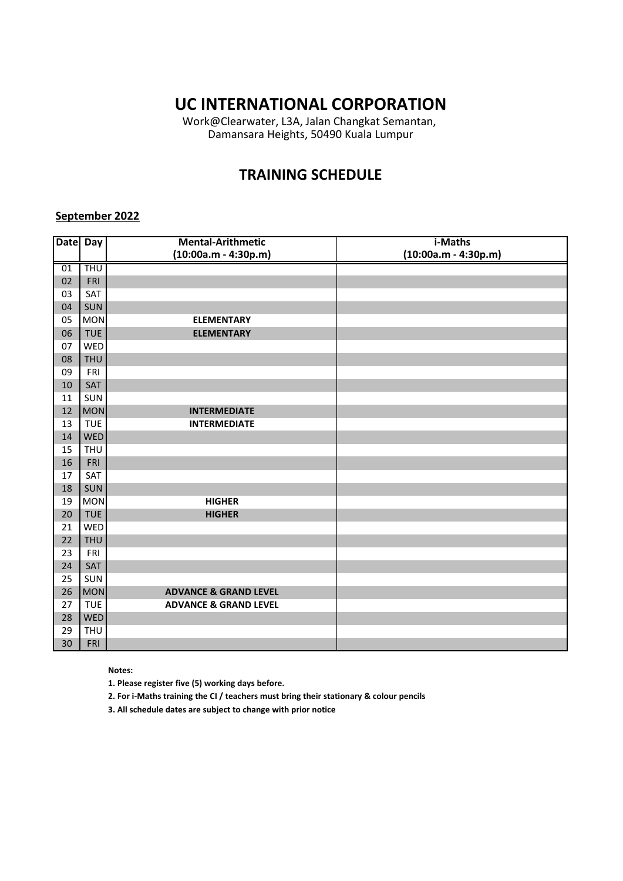# UC INTERNATIONAL CORPORATION

Work@Clearwater, L3A, Jalan Changkat Semantan,
Damansara Heights, 50490 Kuala Lumpur

## TRAINING SCHEDULE

**September 2022**

| Date | Day | Mental-Arithmetic (10:00a.m - 4:30p.m) | i-Maths (10:00a.m - 4:30p.m) |
|---|---|---|---|
| 01 | THU | | |
| 02 | FRI | | |
| 03 | SAT | | |
| 04 | SUN | | |
| 05 | MON | **ELEMENTARY** | |
| 06 | TUE | **ELEMENTARY** | |
| 07 | WED | | |
| 08 | THU | | |
| 09 | FRI | | |
| 10 | SAT | | |
| 11 | SUN | | |
| 12 | MON | **INTERMEDIATE** | |
| 13 | TUE | **INTERMEDIATE** | |
| 14 | WED | | |
| 15 | THU | | |
| 16 | FRI | | |
| 17 | SAT | | |
| 18 | SUN | | |
| 19 | MON | **HIGHER** | |
| 20 | TUE | **HIGHER** | |
| 21 | WED | | |
| 22 | THU | | |
| 23 | FRI | | |
| 24 | SAT | | |
| 25 | SUN | | |
| 26 | MON | **ADVANCE & GRAND LEVEL** | |
| 27 | TUE | **ADVANCE & GRAND LEVEL** | |
| 28 | WED | | |
| 29 | THU | | |
| 30 | FRI | | |

**Notes:**

**1. Please register five (5) working days before.**

**2. For i-Maths training the CI / teachers must bring their stationary & colour pencils**

**3. All schedule dates are subject to change with prior notice**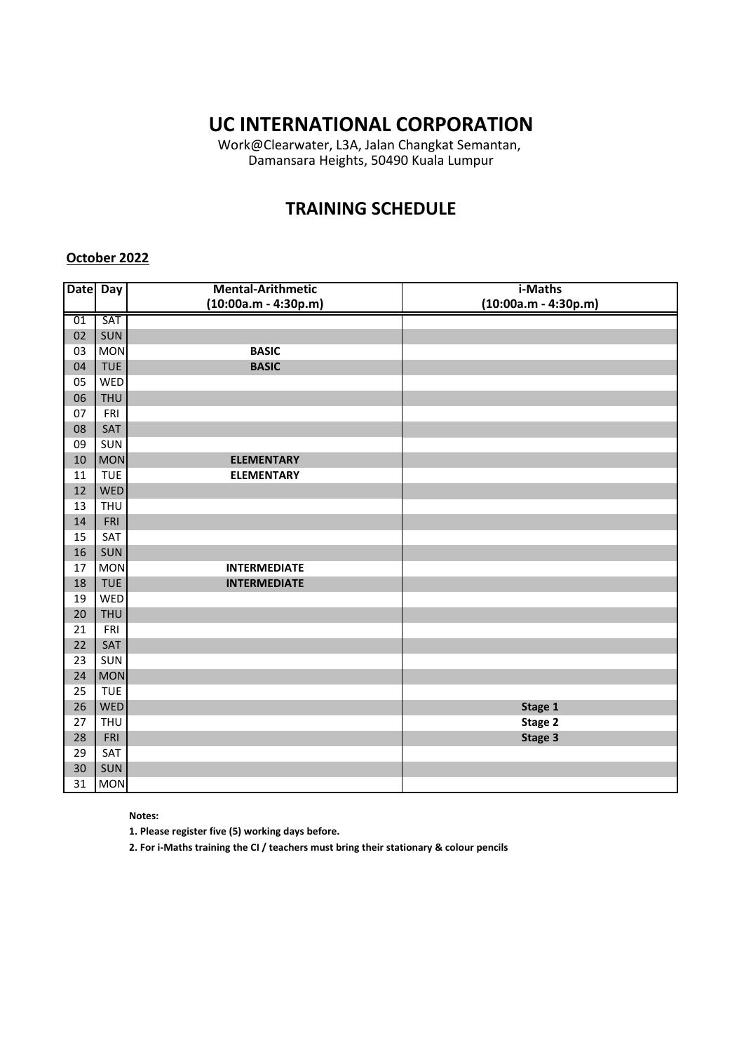# UC INTERNATIONAL CORPORATION

Work@Clearwater, L3A, Jalan Changkat Semantan,
Damansara Heights, 50490 Kuala Lumpur

## TRAINING SCHEDULE

**October 2022**

| Date | Day | Mental-Arithmetic (10:00a.m - 4:30p.m) | i-Maths (10:00a.m - 4:30p.m) |
|---|---|---|---|
| 01 | SAT | | |
| 02 | SUN | | |
| 03 | MON | **BASIC** | |
| 04 | TUE | **BASIC** | |
| 05 | WED | | |
| 06 | THU | | |
| 07 | FRI | | |
| 08 | SAT | | |
| 09 | SUN | | |
| 10 | MON | **ELEMENTARY** | |
| 11 | TUE | **ELEMENTARY** | |
| 12 | WED | | |
| 13 | THU | | |
| 14 | FRI | | |
| 15 | SAT | | |
| 16 | SUN | | |
| 17 | MON | **INTERMEDIATE** | |
| 18 | TUE | **INTERMEDIATE** | |
| 19 | WED | | |
| 20 | THU | | |
| 21 | FRI | | |
| 22 | SAT | | |
| 23 | SUN | | |
| 24 | MON | | |
| 25 | TUE | | |
| 26 | WED | | **Stage 1** |
| 27 | THU | | **Stage 2** |
| 28 | FRI | | **Stage 3** |
| 29 | SAT | | |
| 30 | SUN | | |
| 31 | MON | | |

**Notes:**

**1. Please register five (5) working days before.**

**2. For i-Maths training the CI / teachers must bring their stationary & colour pencils**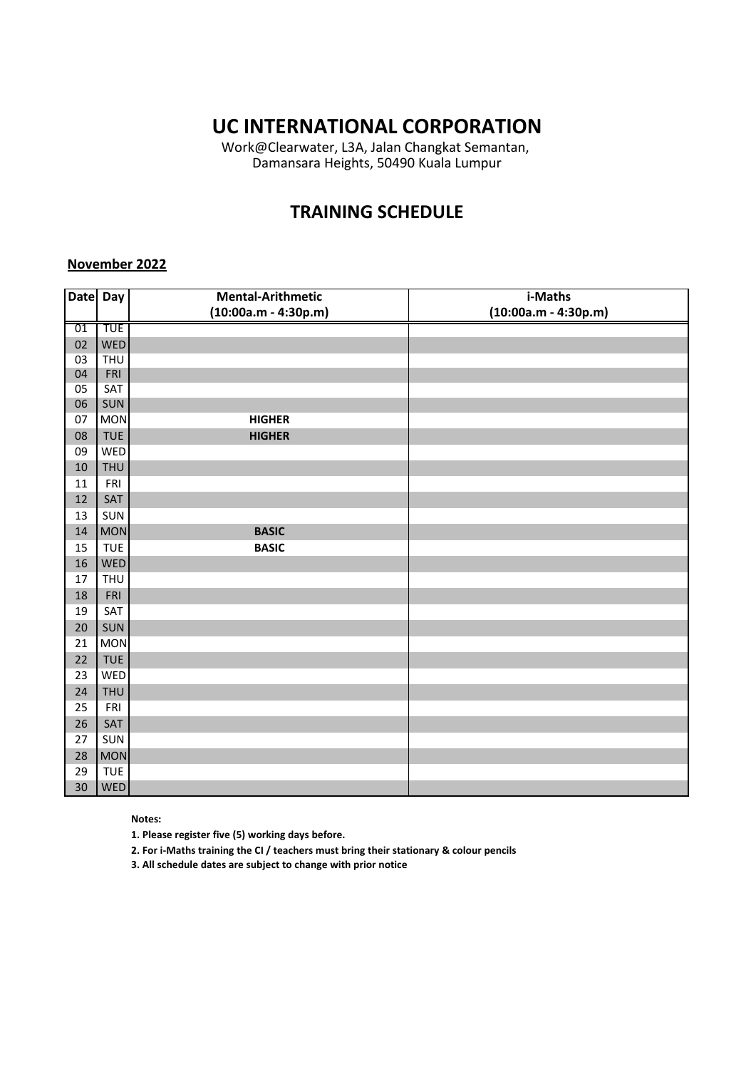# UC INTERNATIONAL CORPORATION

Work@Clearwater, L3A, Jalan Changkat Semantan,
Damansara Heights, 50490 Kuala Lumpur

## TRAINING SCHEDULE

**November 2022**

| Date | Day | Mental-Arithmetic (10:00a.m - 4:30p.m) | i-Maths (10:00a.m - 4:30p.m) |
|---|---|---|---|
| 01 | TUE | | |
| 02 | WED | | |
| 03 | THU | | |
| 04 | FRI | | |
| 05 | SAT | | |
| 06 | SUN | | |
| 07 | MON | **HIGHER** | |
| 08 | TUE | **HIGHER** | |
| 09 | WED | | |
| 10 | THU | | |
| 11 | FRI | | |
| 12 | SAT | | |
| 13 | SUN | | |
| 14 | MON | **BASIC** | |
| 15 | TUE | **BASIC** | |
| 16 | WED | | |
| 17 | THU | | |
| 18 | FRI | | |
| 19 | SAT | | |
| 20 | SUN | | |
| 21 | MON | | |
| 22 | TUE | | |
| 23 | WED | | |
| 24 | THU | | |
| 25 | FRI | | |
| 26 | SAT | | |
| 27 | SUN | | |
| 28 | MON | | |
| 29 | TUE | | |
| 30 | WED | | |

**Notes:**

**1. Please register five (5) working days before.**

**2. For i-Maths training the CI / teachers must bring their stationary & colour pencils**

**3. All schedule dates are subject to change with prior notice**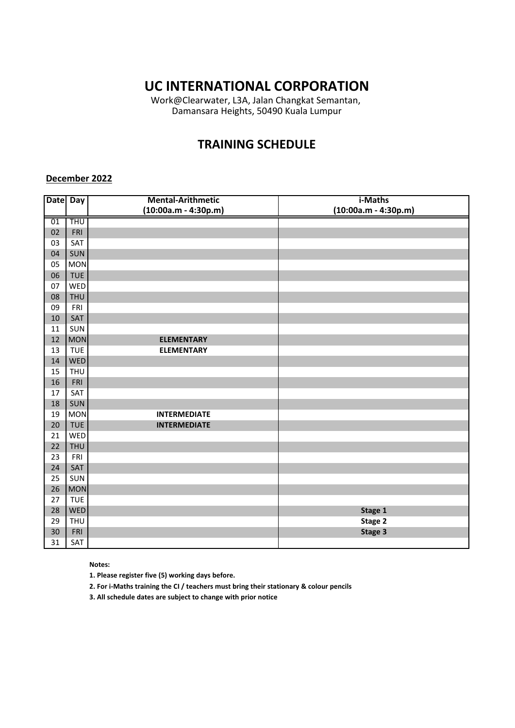# UC INTERNATIONAL CORPORATION

Work@Clearwater, L3A, Jalan Changkat Semantan,
Damansara Heights, 50490 Kuala Lumpur

## TRAINING SCHEDULE

**December 2022**

| Date | Day | Mental-Arithmetic (10:00a.m - 4:30p.m) | i-Maths (10:00a.m - 4:30p.m) |
|---|---|---|---|
| 01 | THU | | |
| 02 | FRI | | |
| 03 | SAT | | |
| 04 | SUN | | |
| 05 | MON | | |
| 06 | TUE | | |
| 07 | WED | | |
| 08 | THU | | |
| 09 | FRI | | |
| 10 | SAT | | |
| 11 | SUN | | |
| 12 | MON | **ELEMENTARY** | |
| 13 | TUE | **ELEMENTARY** | |
| 14 | WED | | |
| 15 | THU | | |
| 16 | FRI | | |
| 17 | SAT | | |
| 18 | SUN | | |
| 19 | MON | **INTERMEDIATE** | |
| 20 | TUE | **INTERMEDIATE** | |
| 21 | WED | | |
| 22 | THU | | |
| 23 | FRI | | |
| 24 | SAT | | |
| 25 | SUN | | |
| 26 | MON | | |
| 27 | TUE | | |
| 28 | WED | | **Stage 1** |
| 29 | THU | | **Stage 2** |
| 30 | FRI | | **Stage 3** |
| 31 | SAT | | |

**Notes:**

**1. Please register five (5) working days before.**

**2. For i-Maths training the CI / teachers must bring their stationary & colour pencils**

**3. All schedule dates are subject to change with prior notice**